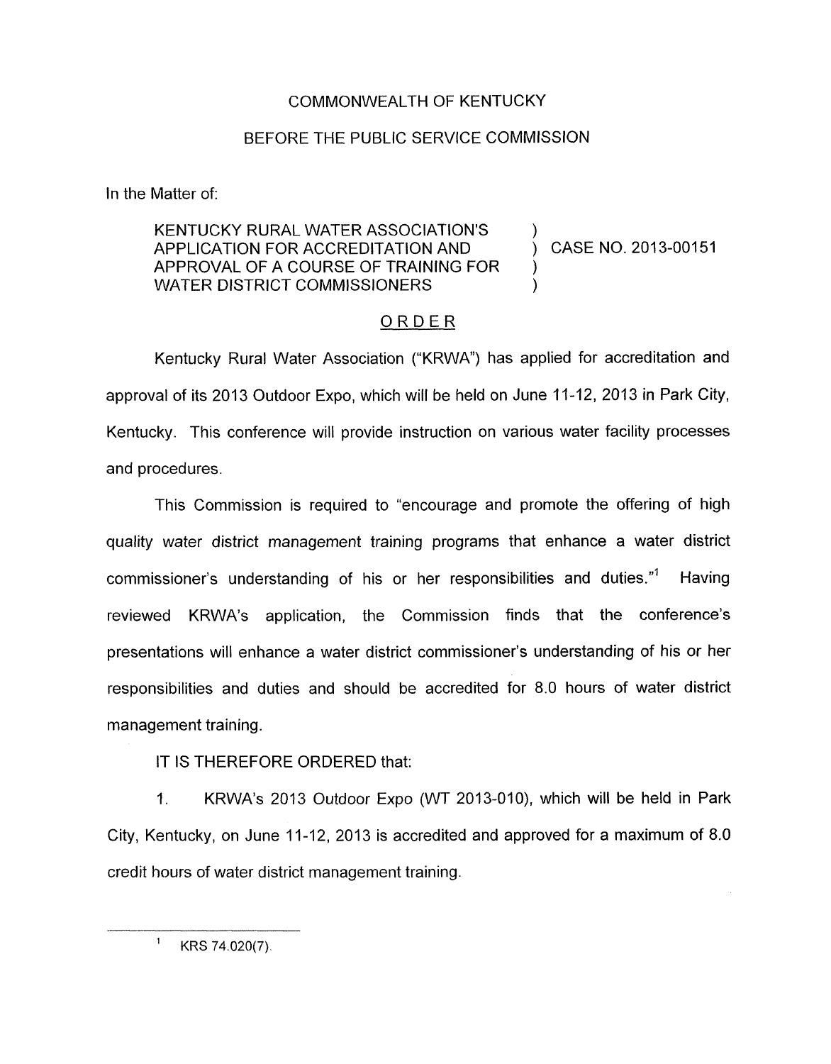COMMONWEALTH OF KENTUCKY

BEFORE THE PUBLIC SERVICE COMMISSION

In the Matter of:

KENTUCKY RURAL WATER ASSOCIATION'S APPLICATION FOR ACCREDITATION AND APPROVAL OF A COURSE OF TRAINING FOR WATER DISTRICT COMMISSIONERS ) CASE NO. 2013-00151

## ORDER

Kentucky Rural Water Association ("KRWA") has applied for accreditation and approval of its 2013 Outdoor Expo, which will be held on June 11-12, 2013 in Park City, Kentucky. This conference will provide instruction on various water facility processes and procedures.

This Commission is required to "encourage and promote the offering of high quality water district management training programs that enhance a water district commissioner's understanding of his or her responsibilities and duties."[1] Having reviewed KRWA's application, the Commission finds that the conference's presentations will enhance a water district commissioner's understanding of his or her responsibilities and duties and should be accredited for 8.0 hours of water district management training.

IT IS THEREFORE ORDERED that:

1. KRWA's 2013 Outdoor Expo (WT 2013-010), which will be held in Park City, Kentucky, on June 11-12, 2013 is accredited and approved for a maximum of 8.0 credit hours of water district management training.

---

[1] KRS 74.020(7).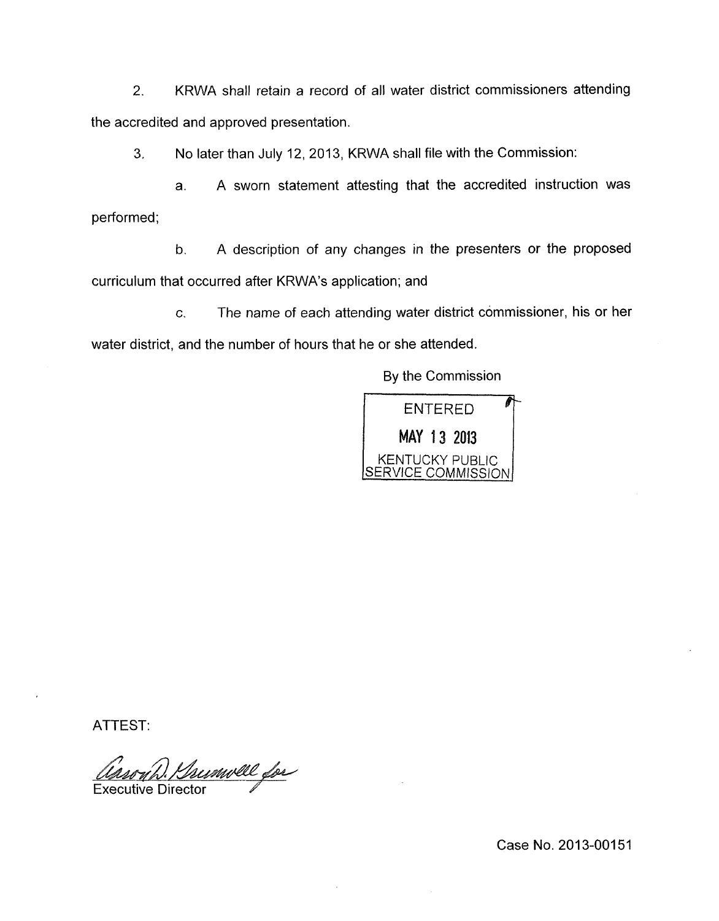2. KRWA shall retain a record of all water district commissioners attending the accredited and approved presentation.

3. No later than July 12, 2013, KRWA shall file with the Commission:

   a. A sworn statement attesting that the accredited instruction was performed;

   b. A description of any changes in the presenters or the proposed curriculum that occurred after KRWA's application; and

   c. The name of each attending water district commissioner, his or her water district, and the number of hours that he or she attended.

By the Commission

ENTERED
MAY 13 2013
KENTUCKY PUBLIC SERVICE COMMISSION

ATTEST:

Aaron D. Greenwell for
Executive Director

Case No. 2013-00151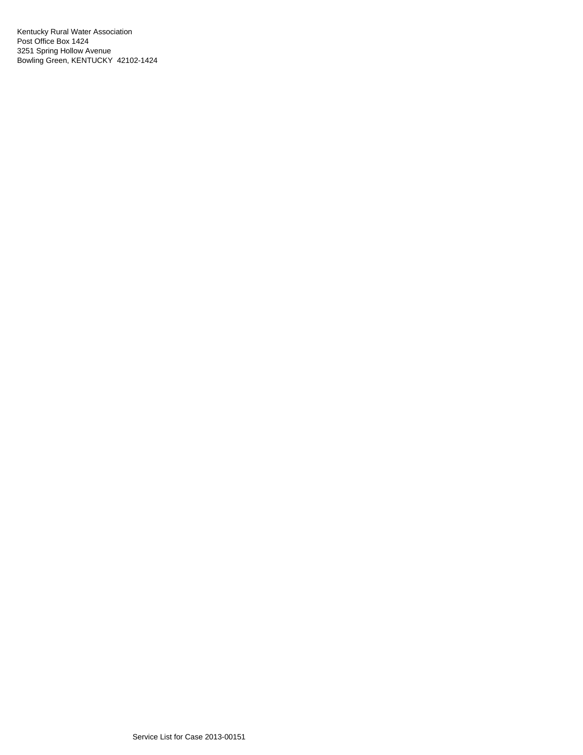Kentucky Rural Water Association
Post Office Box 1424
3251 Spring Hollow Avenue
Bowling Green, KENTUCKY 42102-1424